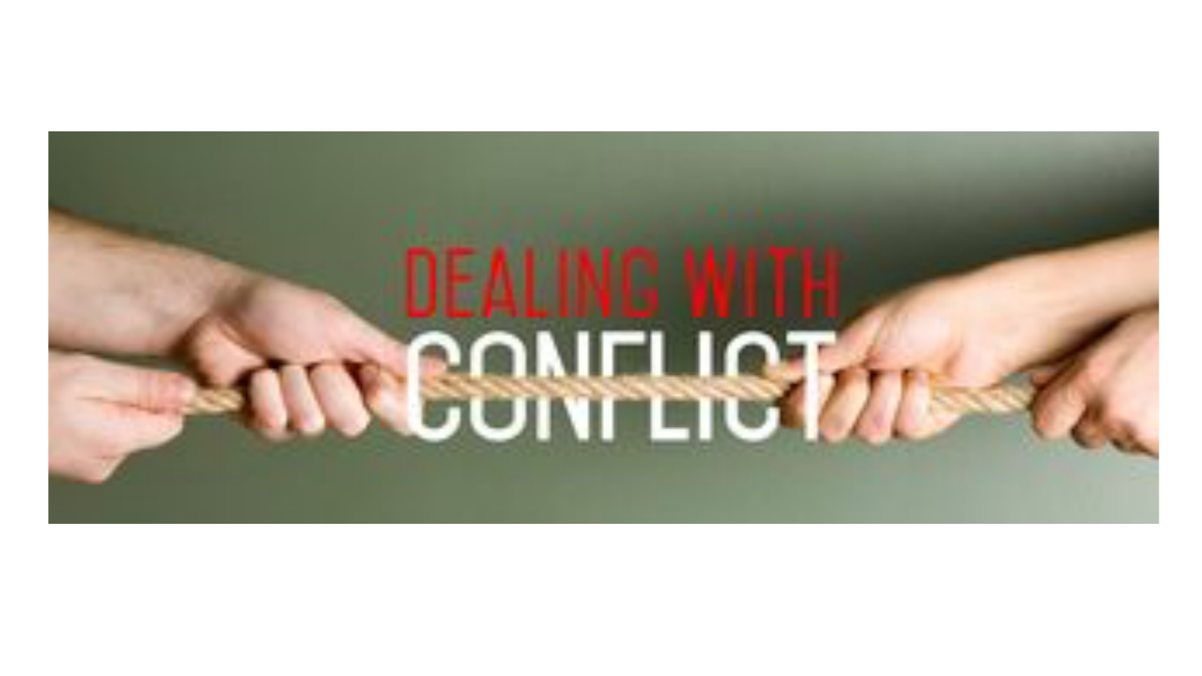# DEALING WITH CONFLICT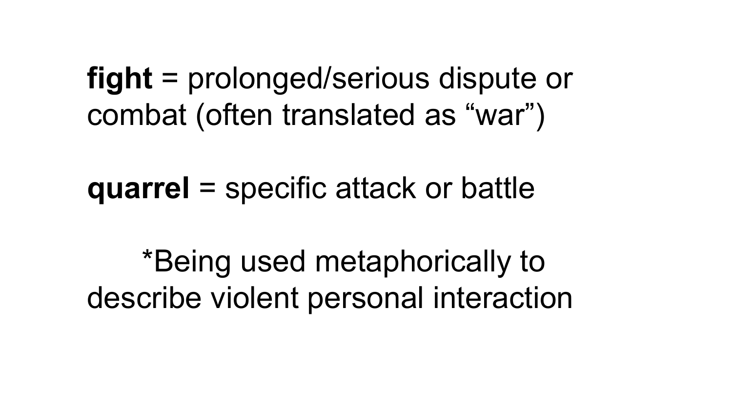**fight** = prolonged/serious dispute or combat (often translated as “war”)

**quarrel** = specific attack or battle

*Being used metaphorically to describe violent personal interaction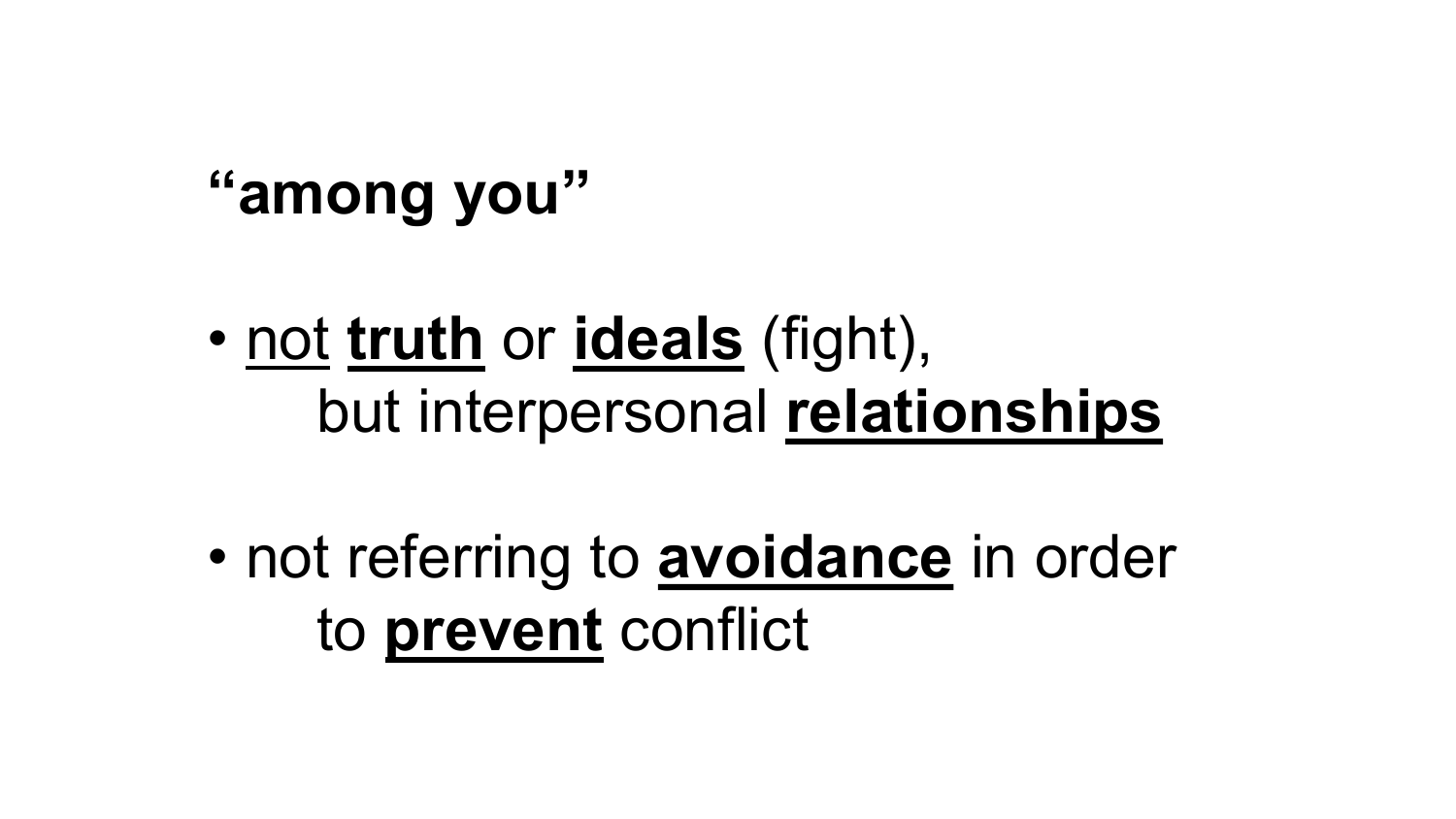**“among you”**

- <u>not</u> **<u>truth</u>** or **<u>ideals</u>** (fight),
  but interpersonal **<u>relationships</u>**

- not referring to **<u>avoidance</u>** in order
  to **<u>prevent</u>** conflict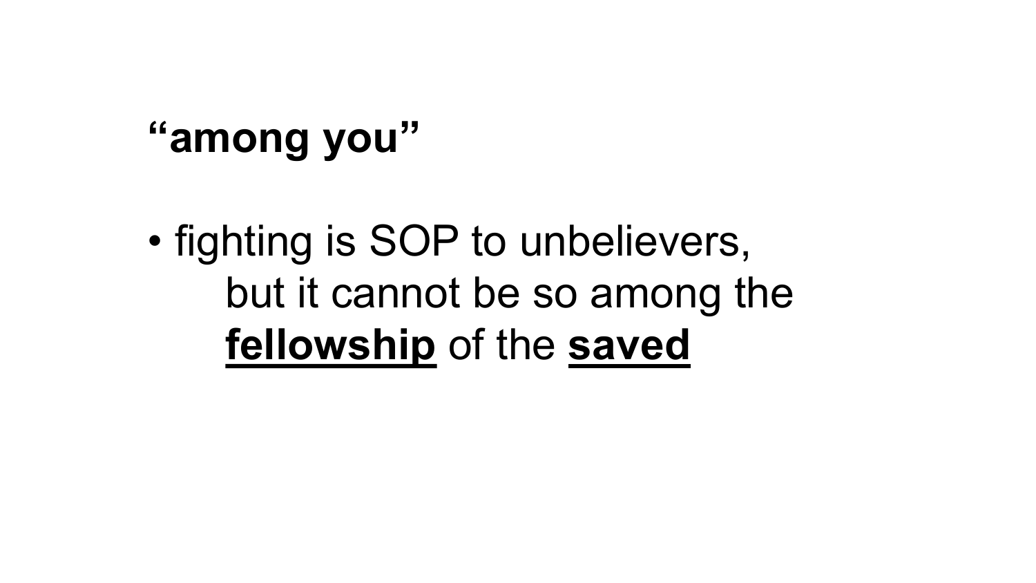**“among you”**

- fighting is SOP to unbelievers, but it cannot be so among the **fellowship** of the **saved**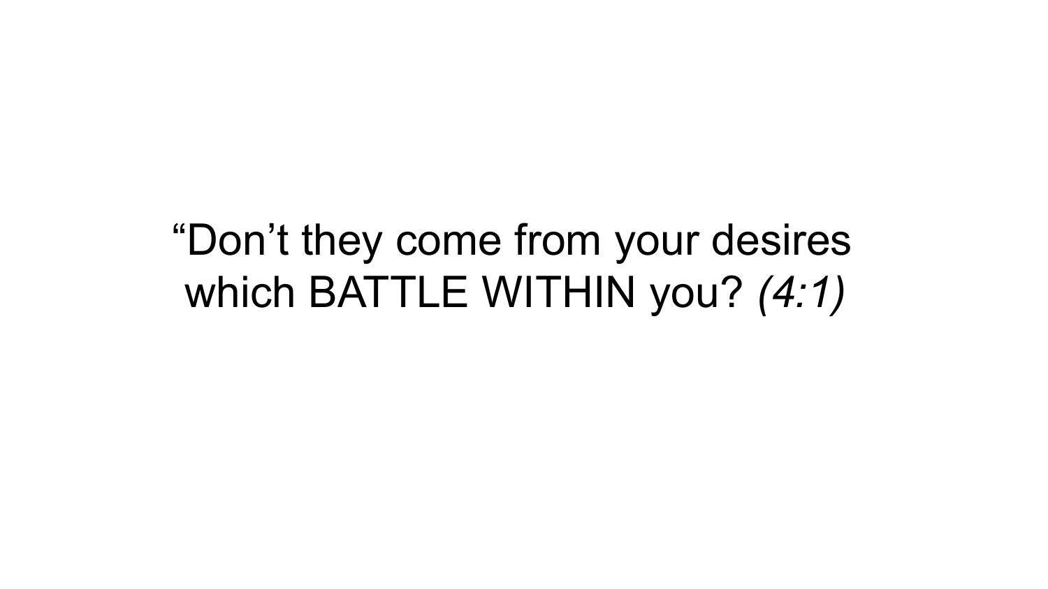“Don’t they come from your desires which BATTLE WITHIN you? *(4:1)*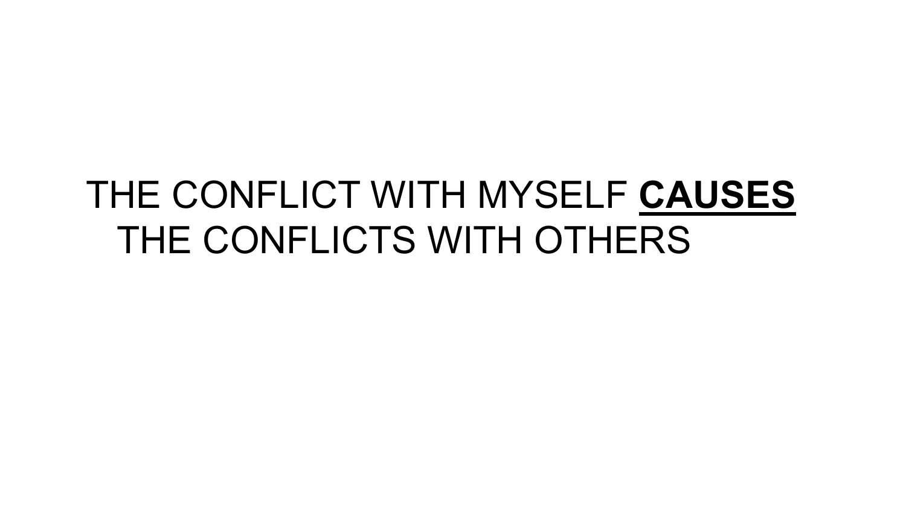THE CONFLICT WITH MYSELF **CAUSES** THE CONFLICTS WITH OTHERS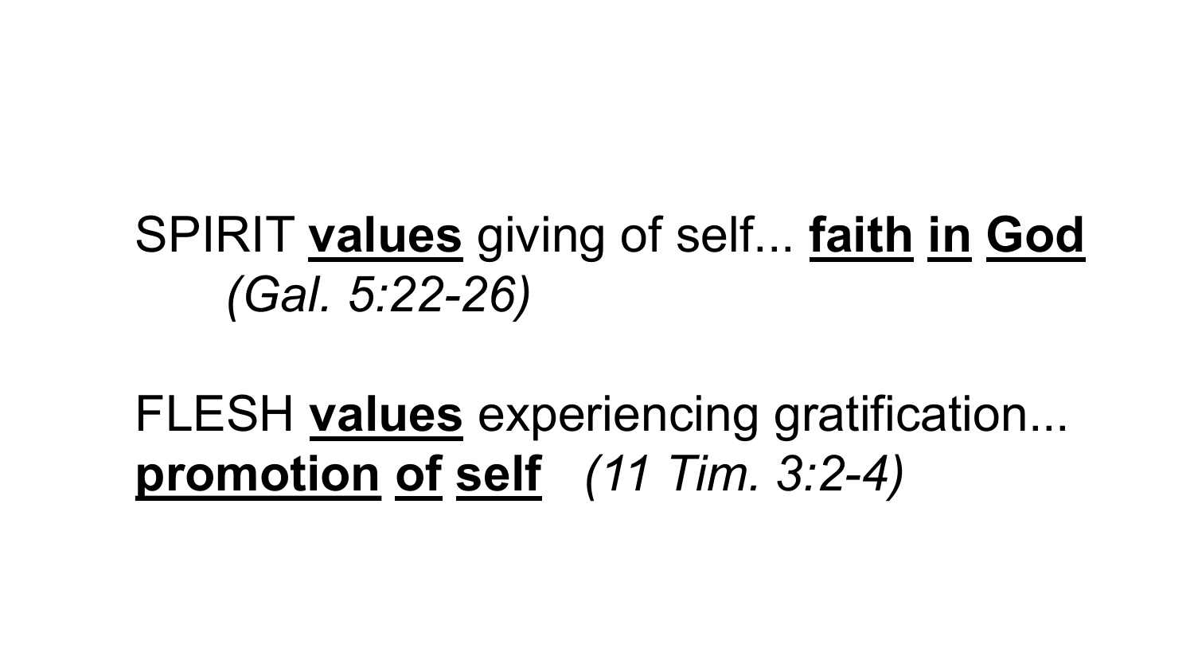SPIRIT **values** giving of self... **faith in God** *(Gal. 5:22-26)*

FLESH **values** experiencing gratification... **promotion of self** *(11 Tim. 3:2-4)*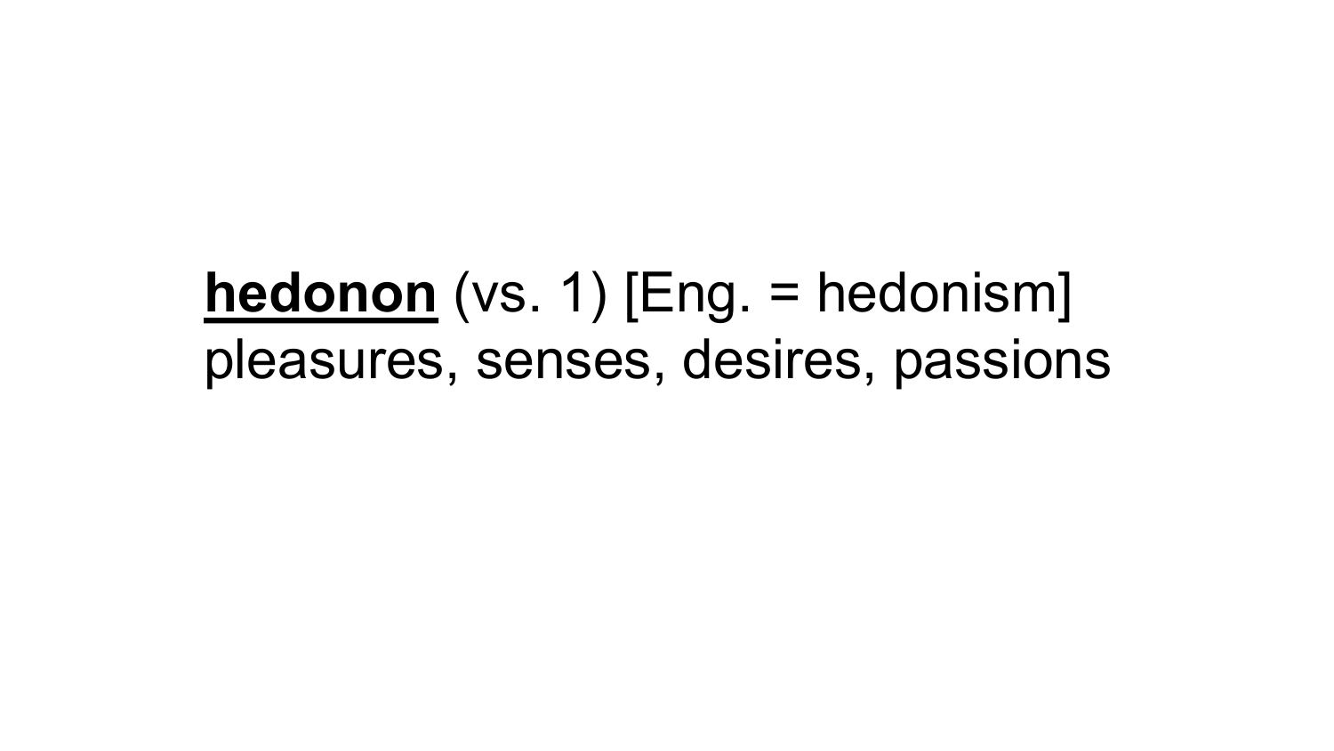**<u>hedonon</u>** (vs. 1) [Eng. = hedonism]
pleasures, senses, desires, passions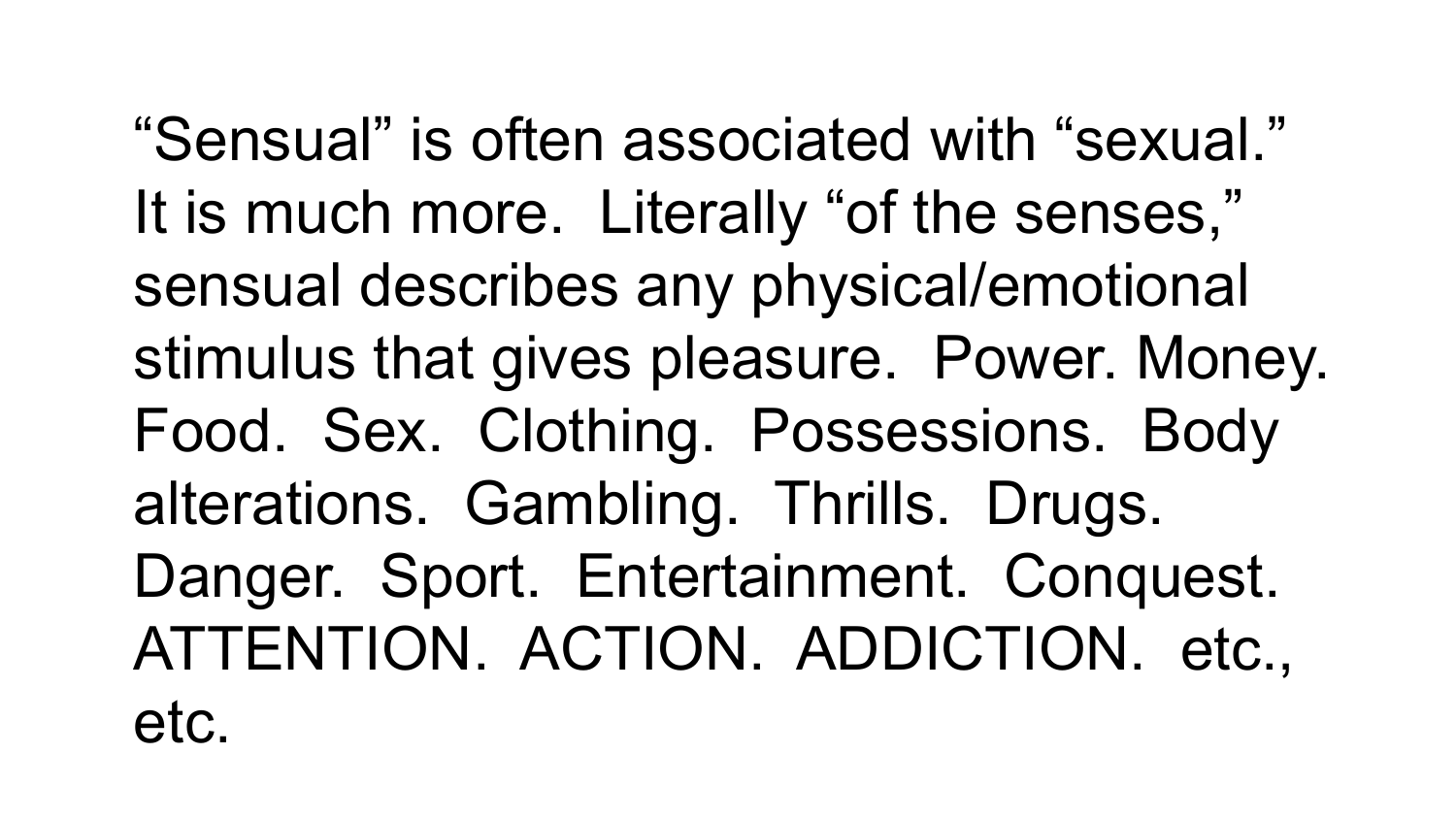"Sensual" is often associated with "sexual." It is much more. Literally "of the senses," sensual describes any physical/emotional stimulus that gives pleasure. Power. Money. Food. Sex. Clothing. Possessions. Body alterations. Gambling. Thrills. Drugs. Danger. Sport. Entertainment. Conquest. ATTENTION. ACTION. ADDICTION. etc., etc.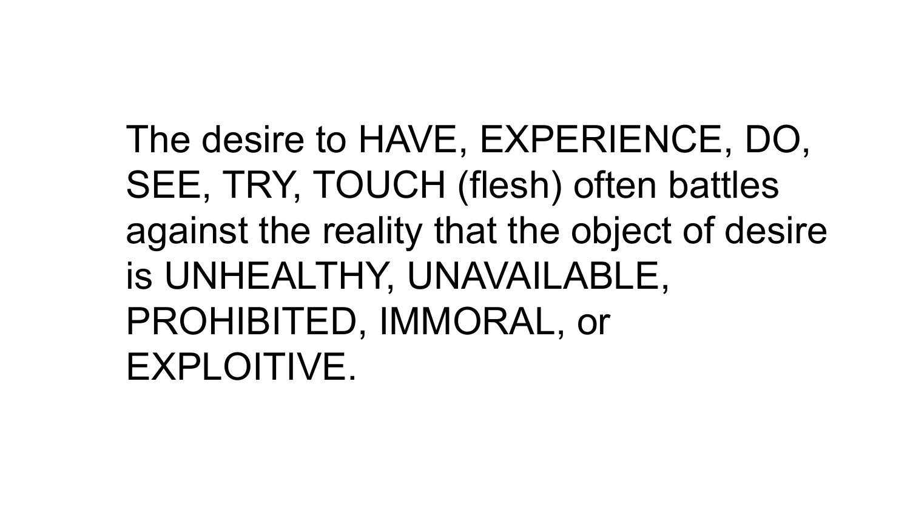The desire to HAVE, EXPERIENCE, DO, SEE, TRY, TOUCH (flesh) often battles against the reality that the object of desire is UNHEALTHY, UNAVAILABLE, PROHIBITED, IMMORAL, or EXPLOITIVE.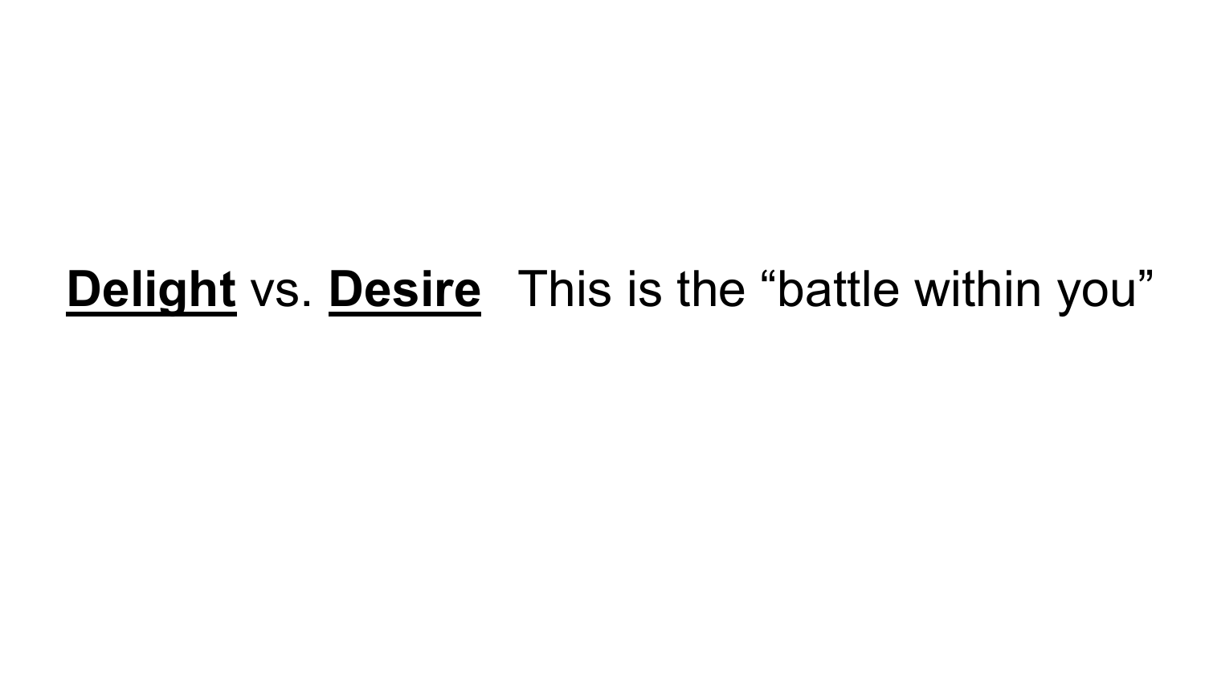**<u>Delight</u>** vs. **<u>Desire</u>** This is the “battle within you”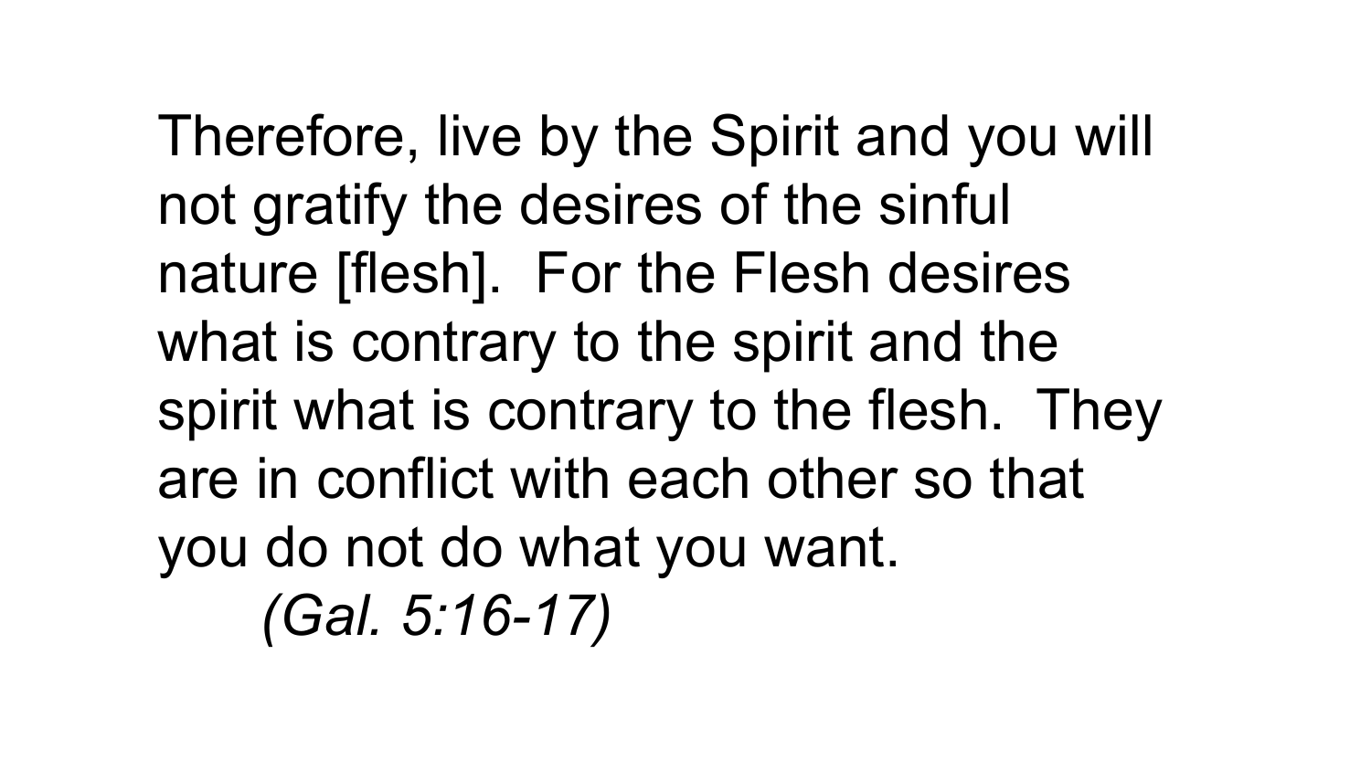Therefore, live by the Spirit and you will not gratify the desires of the sinful nature [flesh]. For the Flesh desires what is contrary to the spirit and the spirit what is contrary to the flesh. They are in conflict with each other so that you do not do what you want.

*(Gal. 5:16-17)*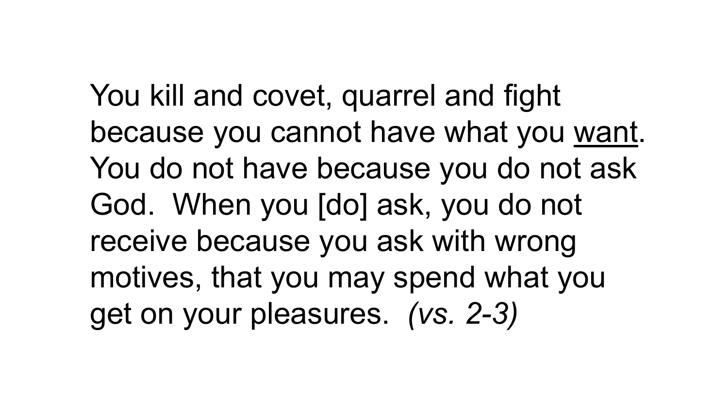You kill and covet, quarrel and fight because you cannot have what you <u>want</u>. You do not have because you do not ask God. When you [do] ask, you do not receive because you ask with wrong motives, that you may spend what you get on your pleasures. *(vs. 2-3)*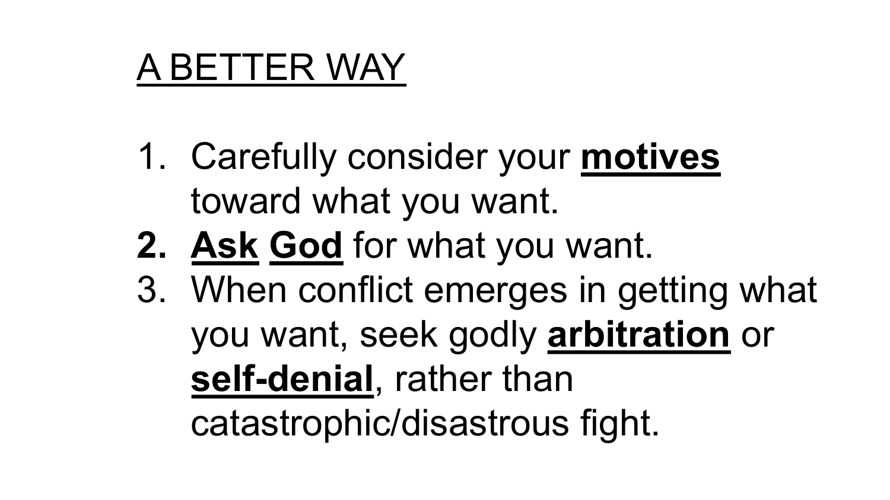## A BETTER WAY

1. Carefully consider your **motives** toward what you want.
2. **Ask God** for what you want.
3. When conflict emerges in getting what you want, seek godly **arbitration** or **self-denial**, rather than catastrophic/disastrous fight.